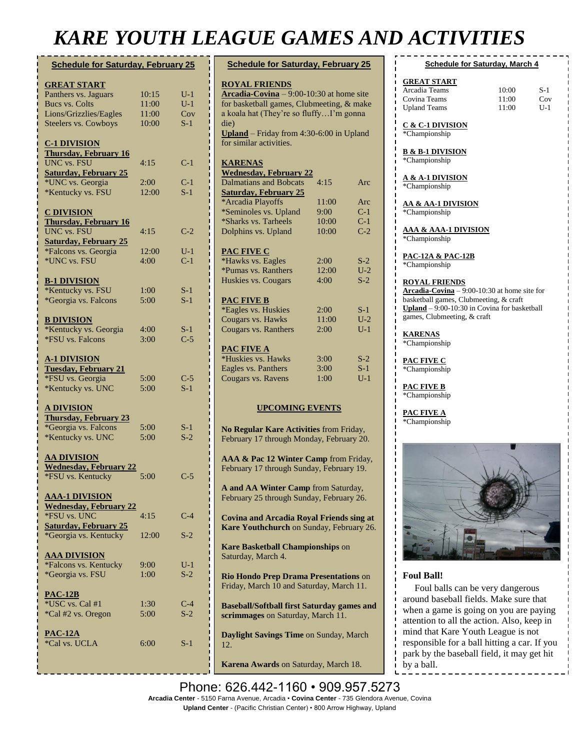# KARE YOUTH LEAGUE GAMES AND ACTIVITIES

## Schedule for Saturday, February 25

**GREAT START**

| | | |
|---|---|---|
| Panthers vs. Jaguars | 10:15 | U-1 |
| Bucs vs. Colts | 11:00 | U-1 |
| Lions/Grizzlies/Eagles | 11:00 | Cov |
| Steelers vs. Cowboys | 10:00 | S-1 |

**C-1 DIVISION**

| | | |
|---|---|---|
| **Thursday, February 16** | | |
| UNC vs. FSU | 4:15 | C-1 |
| **Saturday, February 25** | | |
| *UNC vs. Georgia | 2:00 | C-1 |
| *Kentucky vs. FSU | 12:00 | S-1 |

**C DIVISION**

| | | |
|---|---|---|
| **Thursday, February 16** | | |
| UNC vs. FSU | 4:15 | C-2 |
| **Saturday, February 25** | | |
| *Falcons vs. Georgia | 12:00 | U-1 |
| *UNC vs. FSU | 4:00 | C-1 |

**B-1 DIVISION**

| | | |
|---|---|---|
| *Kentucky vs. FSU | 1:00 | S-1 |
| *Georgia vs. Falcons | 5:00 | S-1 |

**B DIVISION**

| | | |
|---|---|---|
| *Kentucky vs. Georgia | 4:00 | S-1 |
| *FSU vs. Falcons | 3:00 | C-5 |

**A-1 DIVISION**

| | | |
|---|---|---|
| **Tuesday, February 21** | | |
| *FSU vs. Georgia | 5:00 | C-5 |
| *Kentucky vs. UNC | 5:00 | S-1 |

**A DIVISION**

| | | |
|---|---|---|
| **Thursday, February 23** | | |
| *Georgia vs. Falcons | 5:00 | S-1 |
| *Kentucky vs. UNC | 5:00 | S-2 |

**AA DIVISION**

| | | |
|---|---|---|
| **Wednesday, February 22** | | |
| *FSU vs. Kentucky | 5:00 | C-5 |

**AAA-1 DIVISION**

| | | |
|---|---|---|
| **Wednesday, February 22** | | |
| *FSU vs. UNC | 4:15 | C-4 |
| **Saturday, February 25** | | |
| *Georgia vs. Kentucky | 12:00 | S-2 |

**AAA DIVISION**

| | | |
|---|---|---|
| *Falcons vs. Kentucky | 9:00 | U-1 |
| *Georgia vs. FSU | 1:00 | S-2 |

**PAC-12B**

| | | |
|---|---|---|
| *USC vs. Cal #1 | 1:30 | C-4 |
| *Cal #2 vs. Oregon | 5:00 | S-2 |

**PAC-12A**

| | | |
|---|---|---|
| *Cal vs. UCLA | 6:00 | S-1 |

## Schedule for Saturday, February 25

**ROYAL FRIENDS**

**Arcadia-Covina** – 9:00-10:30 at home site for basketball games, Clubmeeting, & make a koala hat (They're so fluffy…I'm gonna die)

**Upland** – Friday from 4:30-6:00 in Upland for similar activities.

**KARENAS**

| | | |
|---|---|---|
| **Wednesday, February 22** | | |
| Dalmatians and Bobcats | 4:15 | Arc |
| **Saturday, February 25** | | |
| *Arcadia Playoffs | 11:00 | Arc |
| *Seminoles vs. Upland | 9:00 | C-1 |
| *Sharks vs. Tarheels | 10:00 | C-1 |
| Dolphins vs. Upland | 10:00 | C-2 |

**PAC FIVE C**

| | | |
|---|---|---|
| *Hawks vs. Eagles | 2:00 | S-2 |
| *Pumas vs. Ranthers | 12:00 | U-2 |
| Huskies vs. Cougars | 4:00 | S-2 |

**PAC FIVE B**

| | | |
|---|---|---|
| *Eagles vs. Huskies | 2:00 | S-1 |
| Cougars vs. Hawks | 11:00 | U-2 |
| Cougars vs. Ranthers | 2:00 | U-1 |

**PAC FIVE A**

| | | |
|---|---|---|
| *Huskies vs. Hawks | 3:00 | S-2 |
| Eagles vs. Panthers | 3:00 | S-1 |
| Cougars vs. Ravens | 1:00 | U-1 |

### UPCOMING EVENTS

**No Regular Kare Activities** from Friday, February 17 through Monday, February 20.

**AAA & Pac 12 Winter Camp** from Friday, February 17 through Sunday, February 19.

**A and AA Winter Camp** from Saturday, February 25 through Sunday, February 26.

**Covina and Arcadia Royal Friends sing at Kare Youthchurch** on Sunday, February 26.

**Kare Basketball Championships** on Saturday, March 4.

**Rio Hondo Prep Drama Presentations** on Friday, March 10 and Saturday, March 11.

**Baseball/Softball first Saturday games and scrimmages** on Saturday, March 11.

**Daylight Savings Time** on Sunday, March 12.

**Karena Awards** on Saturday, March 18.

## Schedule for Saturday, March 4

**GREAT START**

| | | |
|---|---|---|
| Arcadia Teams | 10:00 | S-1 |
| Covina Teams | 11:00 | Cov |
| Upland Teams | 11:00 | U-1 |

**C & C-1 DIVISION**
*Championship

**B & B-1 DIVISION**
*Championship

**A & A-1 DIVISION**
*Championship

**AA & AA-1 DIVISION**
*Championship

**AAA & AAA-1 DIVISION**
*Championship

**PAC-12A & PAC-12B**
*Championship

**ROYAL FRIENDS**

**Arcadia-Covina** – 9:00-10:30 at home site for basketball games, Clubmeeting, & craft

**Upland** – 9:00-10:30 in Covina for basketball games, Clubmeeting, & craft

**KARENAS**
*Championship

**PAC FIVE C**
*Championship

**PAC FIVE B**
*Championship

**PAC FIVE A**
*Championship

### Foul Ball!

Foul balls can be very dangerous around baseball fields. Make sure that when a game is going on you are paying attention to all the action. Also, keep in mind that Kare Youth League is not responsible for a ball hitting a car. If you park by the baseball field, it may get hit by a ball.

Phone: 626.442-1160 • 909.957.5273

**Arcadia Center** - 5150 Farna Avenue, Arcadia • **Covina Center** - 735 Glendora Avenue, Covina

**Upland Center** - (Pacific Christian Center) • 800 Arrow Highway, Upland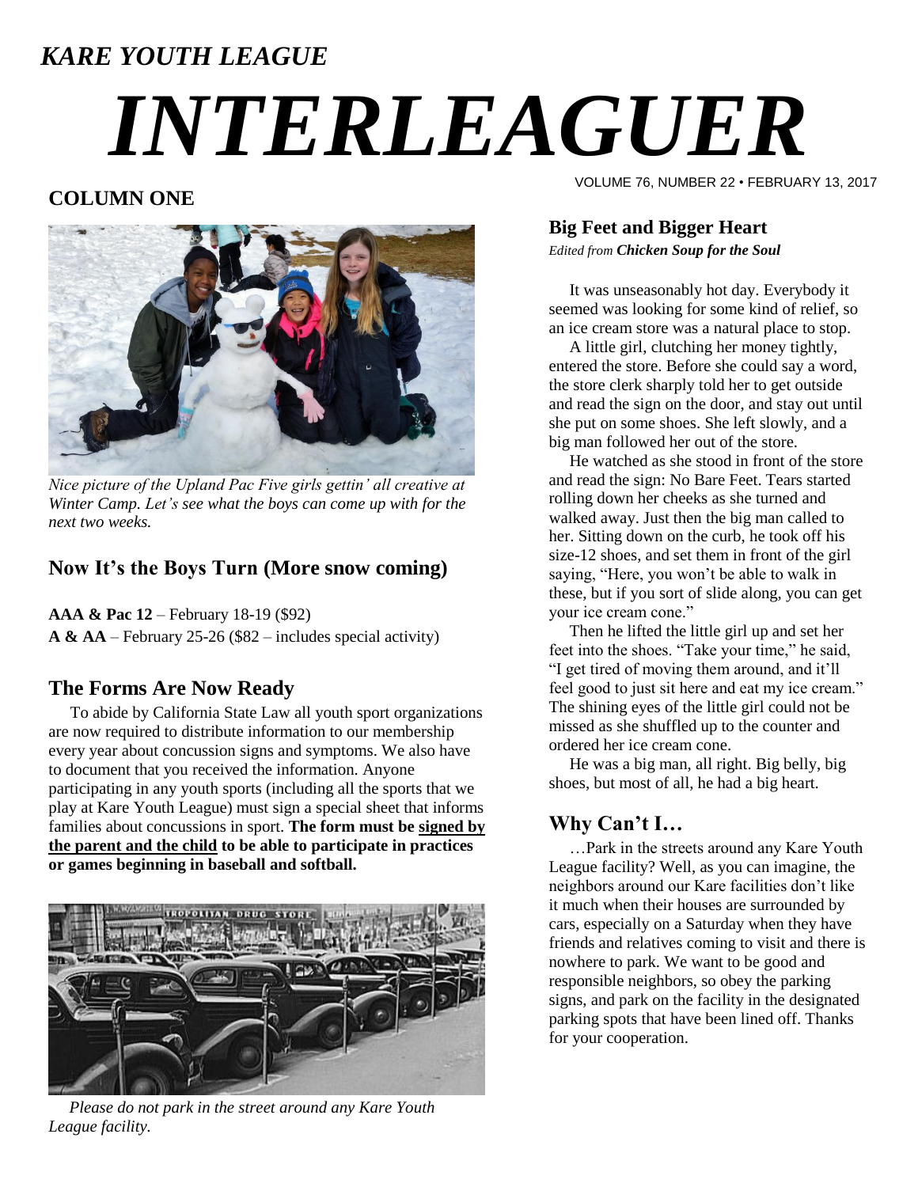*KARE YOUTH LEAGUE*

# *INTERLEAGUER*

VOLUME 76, NUMBER 22 • FEBRUARY 13, 2017

## COLUMN ONE

*Nice picture of the Upland Pac Five girls gettin' all creative at Winter Camp. Let's see what the boys can come up with for the next two weeks.*

### Now It's the Boys Turn (More snow coming)

**AAA & Pac 12** – February 18-19 ($92)
**A & AA** – February 25-26 ($82 – includes special activity)

### The Forms Are Now Ready

To abide by California State Law all youth sport organizations are now required to distribute information to our membership every year about concussion signs and symptoms. We also have to document that you received the information. Anyone participating in any youth sports (including all the sports that we play at Kare Youth League) must sign a special sheet that informs families about concussions in sport. **The form must be signed by the parent and the child to be able to participate in practices or games beginning in baseball and softball.**

*Please do not park in the street around any Kare Youth League facility.*

### Big Feet and Bigger Heart

*Edited from* ***Chicken Soup for the Soul***

It was unseasonably hot day. Everybody it seemed was looking for some kind of relief, so an ice cream store was a natural place to stop.

A little girl, clutching her money tightly, entered the store. Before she could say a word, the store clerk sharply told her to get outside and read the sign on the door, and stay out until she put on some shoes. She left slowly, and a big man followed her out of the store.

He watched as she stood in front of the store and read the sign: No Bare Feet. Tears started rolling down her cheeks as she turned and walked away. Just then the big man called to her. Sitting down on the curb, he took off his size-12 shoes, and set them in front of the girl saying, "Here, you won't be able to walk in these, but if you sort of slide along, you can get your ice cream cone."

Then he lifted the little girl up and set her feet into the shoes. "Take your time," he said, "I get tired of moving them around, and it'll feel good to just sit here and eat my ice cream." The shining eyes of the little girl could not be missed as she shuffled up to the counter and ordered her ice cream cone.

He was a big man, all right. Big belly, big shoes, but most of all, he had a big heart.

### Why Can't I…

…Park in the streets around any Kare Youth League facility? Well, as you can imagine, the neighbors around our Kare facilities don't like it much when their houses are surrounded by cars, especially on a Saturday when they have friends and relatives coming to visit and there is nowhere to park. We want to be good and responsible neighbors, so obey the parking signs, and park on the facility in the designated parking spots that have been lined off. Thanks for your cooperation.